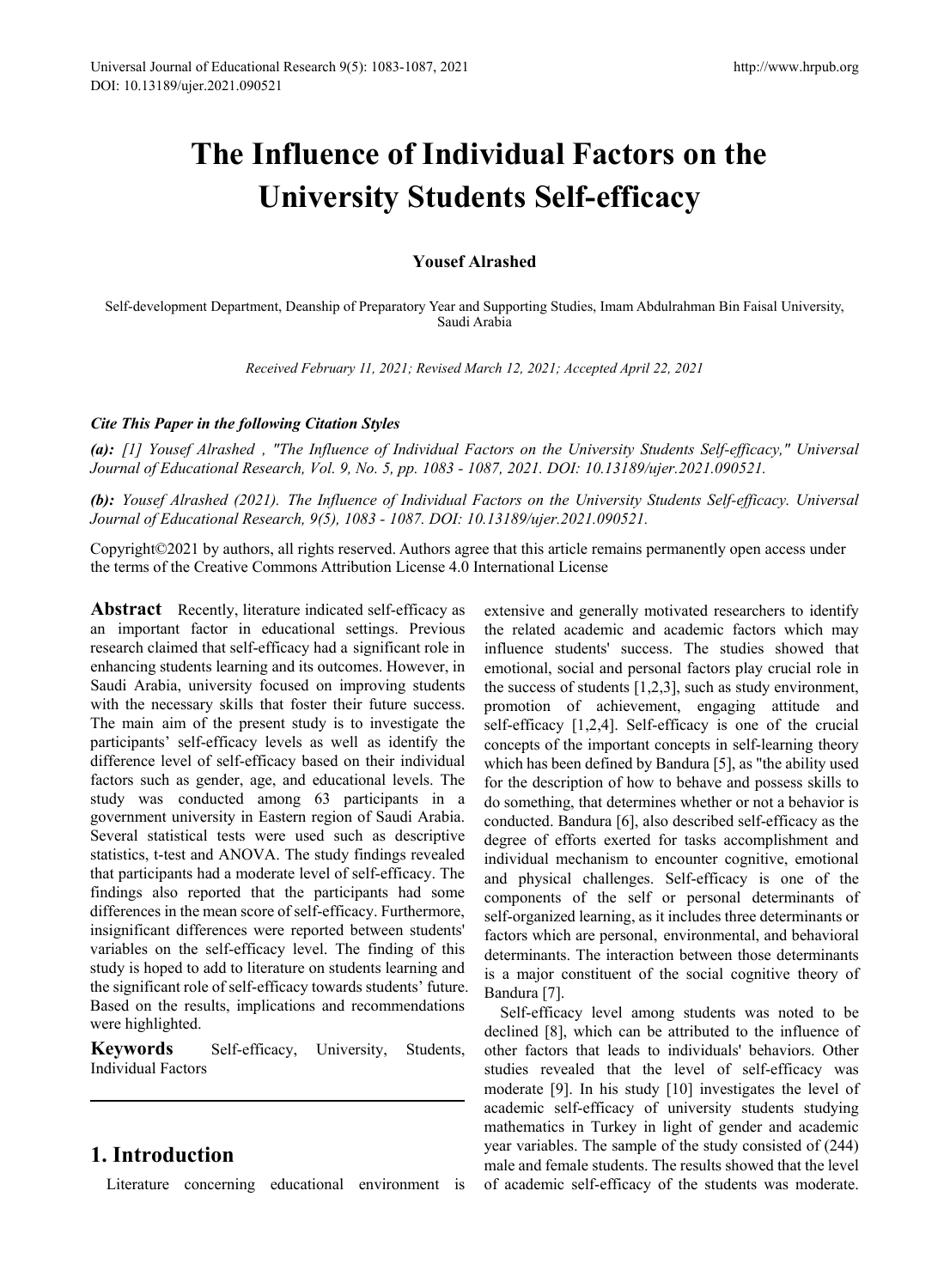# The Influence of Individual Factors on the University Students Self-efficacy

**Yousef Alrashed**

Self-development Department, Deanship of Preparatory Year and Supporting Studies, Imam Abdulrahman Bin Faisal University, Saudi Arabia

*Received February 11, 2021; Revised March 12, 2021; Accepted April 22, 2021*

***Cite This Paper in the following Citation Styles***

***(a):*** *[1] Yousef Alrashed , "The Influence of Individual Factors on the University Students Self-efficacy," Universal Journal of Educational Research, Vol. 9, No. 5, pp. 1083 - 1087, 2021. DOI: 10.13189/ujer.2021.090521.*

***(b):*** *Yousef Alrashed (2021). The Influence of Individual Factors on the University Students Self-efficacy. Universal Journal of Educational Research, 9(5), 1083 - 1087. DOI: 10.13189/ujer.2021.090521.*

Copyright©2021 by authors, all rights reserved. Authors agree that this article remains permanently open access under the terms of the Creative Commons Attribution License 4.0 International License

**Abstract** Recently, literature indicated self-efficacy as an important factor in educational settings. Previous research claimed that self-efficacy had a significant role in enhancing students learning and its outcomes. However, in Saudi Arabia, university focused on improving students with the necessary skills that foster their future success. The main aim of the present study is to investigate the participants' self-efficacy levels as well as identify the difference level of self-efficacy based on their individual factors such as gender, age, and educational levels. The study was conducted among 63 participants in a government university in Eastern region of Saudi Arabia. Several statistical tests were used such as descriptive statistics, t-test and ANOVA. The study findings revealed that participants had a moderate level of self-efficacy. The findings also reported that the participants had some differences in the mean score of self-efficacy. Furthermore, insignificant differences were reported between students' variables on the self-efficacy level. The finding of this study is hoped to add to literature on students learning and the significant role of self-efficacy towards students' future. Based on the results, implications and recommendations were highlighted.

**Keywords** Self-efficacy, University, Students, Individual Factors

## 1. Introduction

Literature concerning educational environment is extensive and generally motivated researchers to identify the related academic and academic factors which may influence students' success. The studies showed that emotional, social and personal factors play crucial role in the success of students [1,2,3], such as study environment, promotion of achievement, engaging attitude and self-efficacy [1,2,4]. Self-efficacy is one of the crucial concepts of the important concepts in self-learning theory which has been defined by Bandura [5], as "the ability used for the description of how to behave and possess skills to do something, that determines whether or not a behavior is conducted. Bandura [6], also described self-efficacy as the degree of efforts exerted for tasks accomplishment and individual mechanism to encounter cognitive, emotional and physical challenges. Self-efficacy is one of the components of the self or personal determinants of self-organized learning, as it includes three determinants or factors which are personal, environmental, and behavioral determinants. The interaction between those determinants is a major constituent of the social cognitive theory of Bandura [7].

Self-efficacy level among students was noted to be declined [8], which can be attributed to the influence of other factors that leads to individuals' behaviors. Other studies revealed that the level of self-efficacy was moderate [9]. In his study [10] investigates the level of academic self-efficacy of university students studying mathematics in Turkey in light of gender and academic year variables. The sample of the study consisted of (244) male and female students. The results showed that the level of academic self-efficacy of the students was moderate.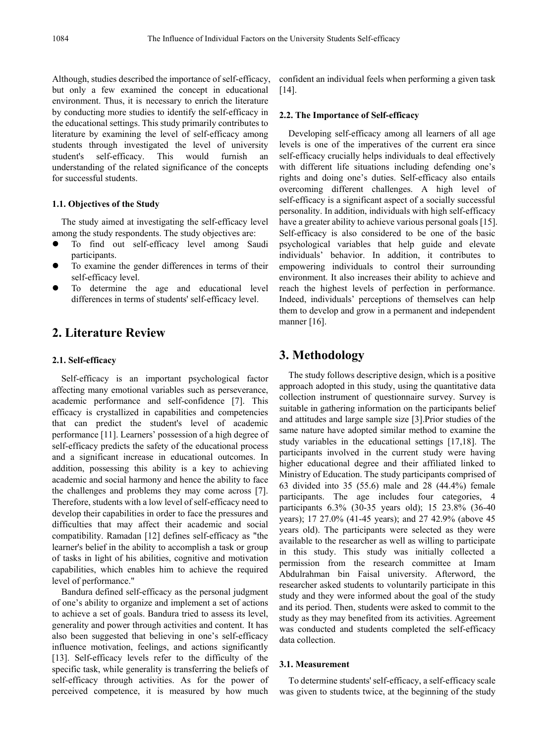Although, studies described the importance of self-efficacy, but only a few examined the concept in educational environment. Thus, it is necessary to enrich the literature by conducting more studies to identify the self-efficacy in the educational settings. This study primarily contributes to literature by examining the level of self-efficacy among students through investigated the level of university student's self-efficacy. This would furnish an understanding of the related significance of the concepts for successful students.

### 1.1. Objectives of the Study

The study aimed at investigating the self-efficacy level among the study respondents. The study objectives are:

- To find out self-efficacy level among Saudi participants.
- To examine the gender differences in terms of their self-efficacy level.
- To determine the age and educational level differences in terms of students' self-efficacy level.

## 2. Literature Review

### 2.1. Self-efficacy

Self-efficacy is an important psychological factor affecting many emotional variables such as perseverance, academic performance and self-confidence [7]. This efficacy is crystallized in capabilities and competencies that can predict the student's level of academic performance [11]. Learners' possession of a high degree of self-efficacy predicts the safety of the educational process and a significant increase in educational outcomes. In addition, possessing this ability is a key to achieving academic and social harmony and hence the ability to face the challenges and problems they may come across [7]. Therefore, students with a low level of self-efficacy need to develop their capabilities in order to face the pressures and difficulties that may affect their academic and social compatibility. Ramadan [12] defines self-efficacy as "the learner's belief in the ability to accomplish a task or group of tasks in light of his abilities, cognitive and motivation capabilities, which enables him to achieve the required level of performance."

Bandura defined self-efficacy as the personal judgment of one's ability to organize and implement a set of actions to achieve a set of goals. Bandura tried to assess its level, generality and power through activities and content. It has also been suggested that believing in one's self-efficacy influence motivation, feelings, and actions significantly [13]. Self-efficacy levels refer to the difficulty of the specific task, while generality is transferring the beliefs of self-efficacy through activities. As for the power of perceived competence, it is measured by how much confident an individual feels when performing a given task [14].

### 2.2. The Importance of Self-efficacy

Developing self-efficacy among all learners of all age levels is one of the imperatives of the current era since self-efficacy crucially helps individuals to deal effectively with different life situations including defending one's rights and doing one's duties. Self-efficacy also entails overcoming different challenges. A high level of self-efficacy is a significant aspect of a socially successful personality. In addition, individuals with high self-efficacy have a greater ability to achieve various personal goals [15]. Self-efficacy is also considered to be one of the basic psychological variables that help guide and elevate individuals' behavior. In addition, it contributes to empowering individuals to control their surrounding environment. It also increases their ability to achieve and reach the highest levels of perfection in performance. Indeed, individuals' perceptions of themselves can help them to develop and grow in a permanent and independent manner [16].

## 3. Methodology

The study follows descriptive design, which is a positive approach adopted in this study, using the quantitative data collection instrument of questionnaire survey. Survey is suitable in gathering information on the participants belief and attitudes and large sample size [3].Prior studies of the same nature have adopted similar method to examine the study variables in the educational settings [17,18]. The participants involved in the current study were having higher educational degree and their affiliated linked to Ministry of Education. The study participants comprised of 63 divided into 35 (55.6) male and 28 (44.4%) female participants. The age includes four categories, 4 participants 6.3% (30-35 years old); 15 23.8% (36-40 years); 17 27.0% (41-45 years); and 27 42.9% (above 45 years old). The participants were selected as they were available to the researcher as well as willing to participate in this study. This study was initially collected a permission from the research committee at Imam Abdulrahman bin Faisal university. Afterword, the researcher asked students to voluntarily participate in this study and they were informed about the goal of the study and its period. Then, students were asked to commit to the study as they may benefited from its activities. Agreement was conducted and students completed the self-efficacy data collection.

### 3.1. Measurement

To determine students' self-efficacy, a self-efficacy scale was given to students twice, at the beginning of the study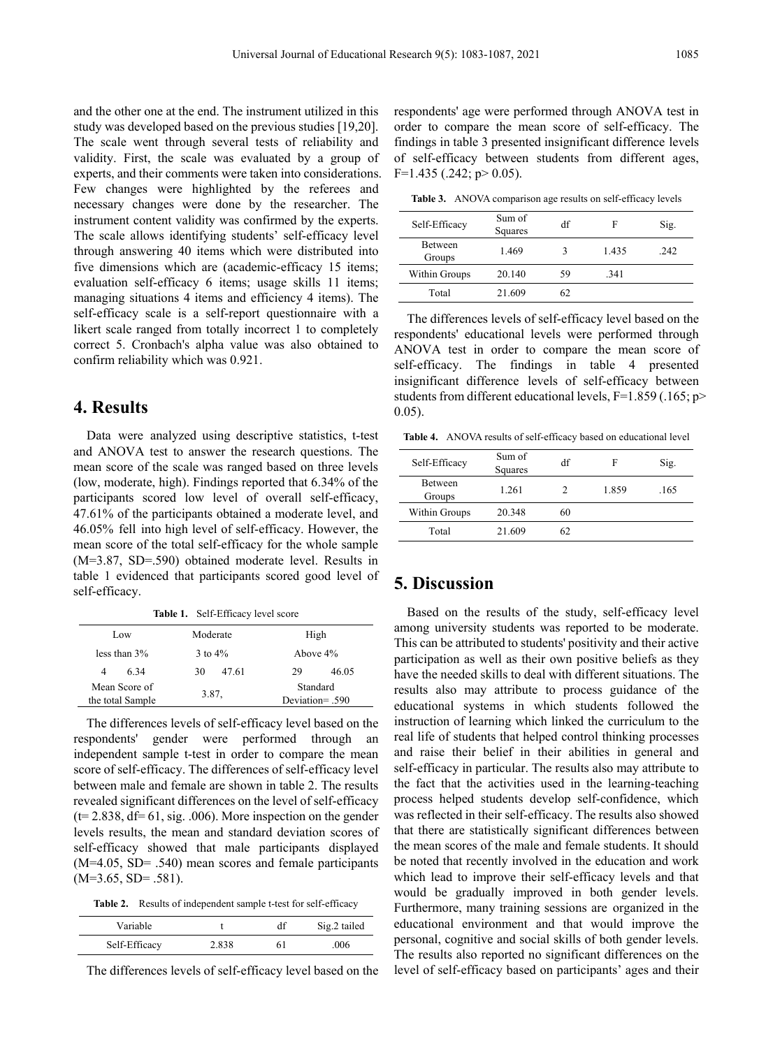and the other one at the end. The instrument utilized in this study was developed based on the previous studies [19,20]. The scale went through several tests of reliability and validity. First, the scale was evaluated by a group of experts, and their comments were taken into considerations. Few changes were highlighted by the referees and necessary changes were done by the researcher. The instrument content validity was confirmed by the experts. The scale allows identifying students' self-efficacy level through answering 40 items which were distributed into five dimensions which are (academic-efficacy 15 items; evaluation self-efficacy 6 items; usage skills 11 items; managing situations 4 items and efficiency 4 items). The self-efficacy scale is a self-report questionnaire with a likert scale ranged from totally incorrect 1 to completely correct 5. Cronbach's alpha value was also obtained to confirm reliability which was 0.921.

# 4. Results

Data were analyzed using descriptive statistics, t-test and ANOVA test to answer the research questions. The mean score of the scale was ranged based on three levels (low, moderate, high). Findings reported that 6.34% of the participants scored low level of overall self-efficacy, 47.61% of the participants obtained a moderate level, and 46.05% fell into high level of self-efficacy. However, the mean score of the total self-efficacy for the whole sample (M=3.87, SD=.590) obtained moderate level. Results in table 1 evidenced that participants scored good level of self-efficacy.

**Table 1.** Self-Efficacy level score

| Low | | Moderate | | High | |
|---|---|---|---|---|---|
| less than 3% | | 3 to 4% | | Above 4% | |
| 4 | 6.34 | 30 | 47.61 | 29 | 46.05 |
| Mean Score of the total Sample | | 3.87, | | Standard Deviation= .590 | |

The differences levels of self-efficacy level based on the respondents' gender were performed through an independent sample t-test in order to compare the mean score of self-efficacy. The differences of self-efficacy level between male and female are shown in table 2. The results revealed significant differences on the level of self-efficacy (t= 2.838, df= 61, sig. .006). More inspection on the gender levels results, the mean and standard deviation scores of self-efficacy showed that male participants displayed (M=4.05, SD= .540) mean scores and female participants (M=3.65, SD= .581).

**Table 2.** Results of independent sample t-test for self-efficacy

| Variable | t | df | Sig.2 tailed |
|---|---|---|---|
| Self-Efficacy | 2.838 | 61 | .006 |

The differences levels of self-efficacy level based on the respondents' age were performed through ANOVA test in order to compare the mean score of self-efficacy. The findings in table 3 presented insignificant difference levels of self-efficacy between students from different ages, F=1.435 (.242; p> 0.05).

**Table 3.** ANOVA comparison age results on self-efficacy levels

| Self-Efficacy | Sum of Squares | df | F | Sig. |
|---|---|---|---|---|
| Between Groups | 1.469 | 3 | 1.435 | .242 |
| Within Groups | 20.140 | 59 | .341 | |
| Total | 21.609 | 62 | | |

The differences levels of self-efficacy level based on the respondents' educational levels were performed through ANOVA test in order to compare the mean score of self-efficacy. The findings in table 4 presented insignificant difference levels of self-efficacy between students from different educational levels, F=1.859 (.165; p> 0.05).

**Table 4.** ANOVA results of self-efficacy based on educational level

| Self-Efficacy | Sum of Squares | df | F | Sig. |
|---|---|---|---|---|
| Between Groups | 1.261 | 2 | 1.859 | .165 |
| Within Groups | 20.348 | 60 | | |
| Total | 21.609 | 62 | | |

# 5. Discussion

Based on the results of the study, self-efficacy level among university students was reported to be moderate. This can be attributed to students' positivity and their active participation as well as their own positive beliefs as they have the needed skills to deal with different situations. The results also may attribute to process guidance of the educational systems in which students followed the instruction of learning which linked the curriculum to the real life of students that helped control thinking processes and raise their belief in their abilities in general and self-efficacy in particular. The results also may attribute to the fact that the activities used in the learning-teaching process helped students develop self-confidence, which was reflected in their self-efficacy. The results also showed that there are statistically significant differences between the mean scores of the male and female students. It should be noted that recently involved in the education and work which lead to improve their self-efficacy levels and that would be gradually improved in both gender levels. Furthermore, many training sessions are organized in the educational environment and that would improve the personal, cognitive and social skills of both gender levels. The results also reported no significant differences on the level of self-efficacy based on participants' ages and their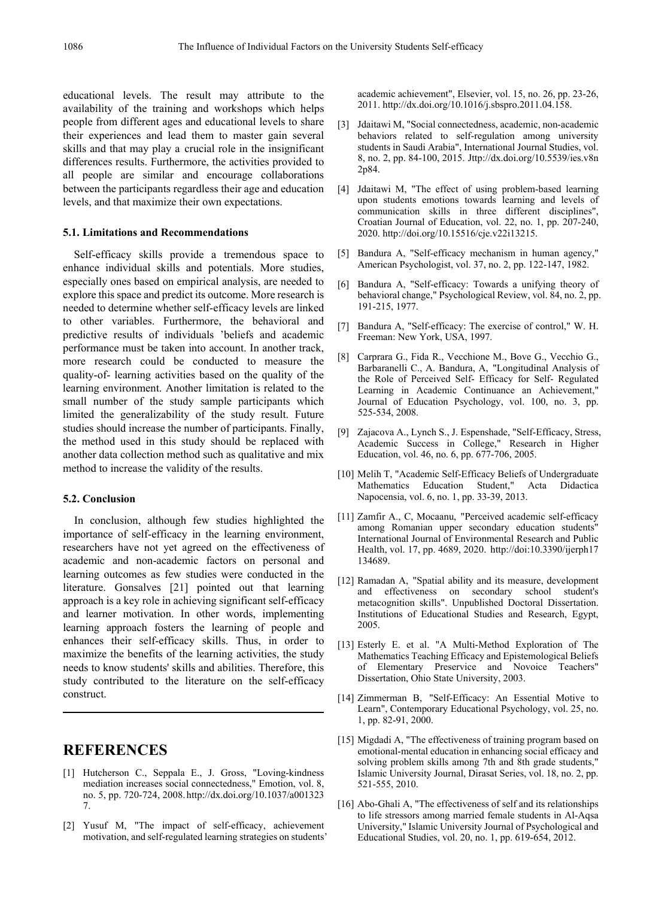educational levels. The result may attribute to the availability of the training and workshops which helps people from different ages and educational levels to share their experiences and lead them to master gain several skills and that may play a crucial role in the insignificant differences results. Furthermore, the activities provided to all people are similar and encourage collaborations between the participants regardless their age and education levels, and that maximize their own expectations.

### 5.1. Limitations and Recommendations

Self-efficacy skills provide a tremendous space to enhance individual skills and potentials. More studies, especially ones based on empirical analysis, are needed to explore this space and predict its outcome. More research is needed to determine whether self-efficacy levels are linked to other variables. Furthermore, the behavioral and predictive results of individuals 'beliefs and academic performance must be taken into account. In another track, more research could be conducted to measure the quality-of- learning activities based on the quality of the learning environment. Another limitation is related to the small number of the study sample participants which limited the generalizability of the study result. Future studies should increase the number of participants. Finally, the method used in this study should be replaced with another data collection method such as qualitative and mix method to increase the validity of the results.

### 5.2. Conclusion

In conclusion, although few studies highlighted the importance of self-efficacy in the learning environment, researchers have not yet agreed on the effectiveness of academic and non-academic factors on personal and learning outcomes as few studies were conducted in the literature. Gonsalves [21] pointed out that learning approach is a key role in achieving significant self-efficacy and learner motivation. In other words, implementing learning approach fosters the learning of people and enhances their self-efficacy skills. Thus, in order to maximize the benefits of the learning activities, the study needs to know students' skills and abilities. Therefore, this study contributed to the literature on the self-efficacy construct.

## REFERENCES

[1] Hutcherson C., Seppala E., J. Gross, "Loving-kindness mediation increases social connectedness," Emotion, vol. 8, no. 5, pp. 720-724, 2008. http://dx.doi.org/10.1037/a0013237.

[2] Yusuf M, "The impact of self-efficacy, achievement motivation, and self-regulated learning strategies on students' academic achievement", Elsevier, vol. 15, no. 26, pp. 23-26, 2011. http://dx.doi.org/10.1016/j.sbspro.2011.04.158.

[3] Jdaitawi M, "Social connectedness, academic, non-academic behaviors related to self-regulation among university students in Saudi Arabia", International Journal Studies, vol. 8, no. 2, pp. 84-100, 2015. Jttp://dx.doi.org/10.5539/ies.v8n2p84.

[4] Jdaitawi M, "The effect of using problem-based learning upon students emotions towards learning and levels of communication skills in three different disciplines", Croatian Journal of Education, vol. 22, no. 1, pp. 207-240, 2020. http://doi.org/10.15516/cje.v22i13215.

[5] Bandura A, "Self-efficacy mechanism in human agency," American Psychologist, vol. 37, no. 2, pp. 122-147, 1982.

[6] Bandura A, "Self-efficacy: Towards a unifying theory of behavioral change," Psychological Review, vol. 84, no. 2, pp. 191-215, 1977.

[7] Bandura A, "Self-efficacy: The exercise of control," W. H. Freeman: New York, USA, 1997.

[8] Carprara G., Fida R., Vecchione M., Bove G., Vecchio G., Barbaranelli C., A. Bandura, A, "Longitudinal Analysis of the Role of Perceived Self- Efficacy for Self- Regulated Learning in Academic Continuance an Achievement," Journal of Education Psychology, vol. 100, no. 3, pp. 525-534, 2008.

[9] Zajacova A., Lynch S., J. Espenshade, "Self-Efficacy, Stress, Academic Success in College," Research in Higher Education, vol. 46, no. 6, pp. 677-706, 2005.

[10] Melih T, "Academic Self-Efficacy Beliefs of Undergraduate Mathematics Education Student," Acta Didactica Napocensia, vol. 6, no. 1, pp. 33-39, 2013.

[11] Zamfir A., C, Mocaanu, "Perceived academic self-efficacy among Romanian upper secondary education students" International Journal of Environmental Research and Public Health, vol. 17, pp. 4689, 2020. http://doi:10.3390/ijerph17134689.

[12] Ramadan A, "Spatial ability and its measure, development and effectiveness on secondary school student's metacognition skills". Unpublished Doctoral Dissertation. Institutions of Educational Studies and Research, Egypt, 2005.

[13] Esterly E. et al. "A Multi-Method Exploration of The Mathematics Teaching Efficacy and Epistemological Beliefs of Elementary Preservice and Novoice Teachers" Dissertation, Ohio State University, 2003.

[14] Zimmerman B, "Self-Efficacy: An Essential Motive to Learn", Contemporary Educational Psychology, vol. 25, no. 1, pp. 82-91, 2000.

[15] Migdadi A, "The effectiveness of training program based on emotional-mental education in enhancing social efficacy and solving problem skills among 7th and 8th grade students," Islamic University Journal, Dirasat Series, vol. 18, no. 2, pp. 521-555, 2010.

[16] Abo-Ghali A, "The effectiveness of self and its relationships to life stressors among married female students in Al-Aqsa University," Islamic University Journal of Psychological and Educational Studies, vol. 20, no. 1, pp. 619-654, 2012.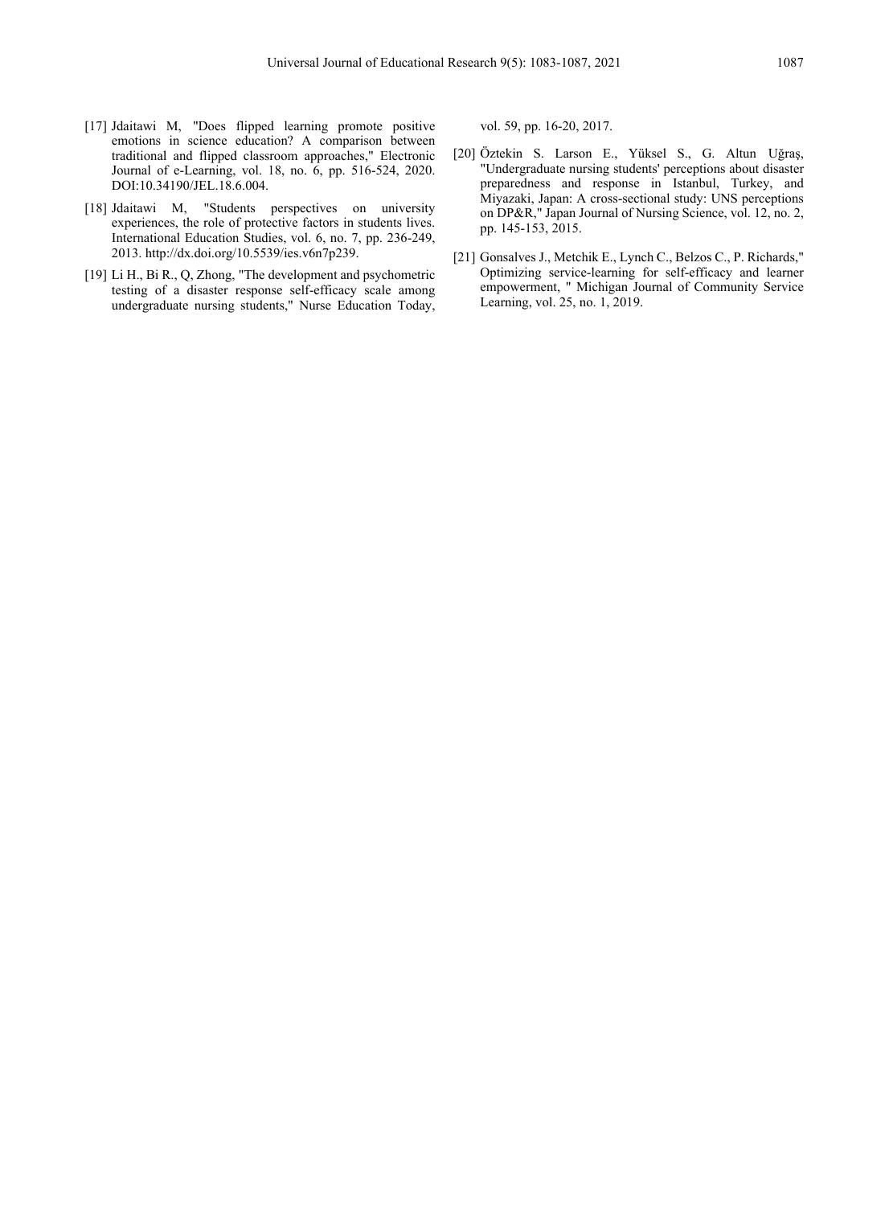[17] Jdaitawi M, "Does flipped learning promote positive emotions in science education? A comparison between traditional and flipped classroom approaches," Electronic Journal of e-Learning, vol. 18, no. 6, pp. 516-524, 2020. DOI:10.34190/JEL.18.6.004.

[18] Jdaitawi M, "Students perspectives on university experiences, the role of protective factors in students lives. International Education Studies, vol. 6, no. 7, pp. 236-249, 2013. http://dx.doi.org/10.5539/ies.v6n7p239.

[19] Li H., Bi R., Q, Zhong, "The development and psychometric testing of a disaster response self-efficacy scale among undergraduate nursing students," Nurse Education Today, vol. 59, pp. 16-20, 2017.

[20] Öztekin S. Larson E., Yüksel S., G. Altun Uğraş, "Undergraduate nursing students' perceptions about disaster preparedness and response in Istanbul, Turkey, and Miyazaki, Japan: A cross-sectional study: UNS perceptions on DP&R," Japan Journal of Nursing Science, vol. 12, no. 2, pp. 145-153, 2015.

[21] Gonsalves J., Metchik E., Lynch C., Belzos C., P. Richards," Optimizing service-learning for self-efficacy and learner empowerment, " Michigan Journal of Community Service Learning, vol. 25, no. 1, 2019.